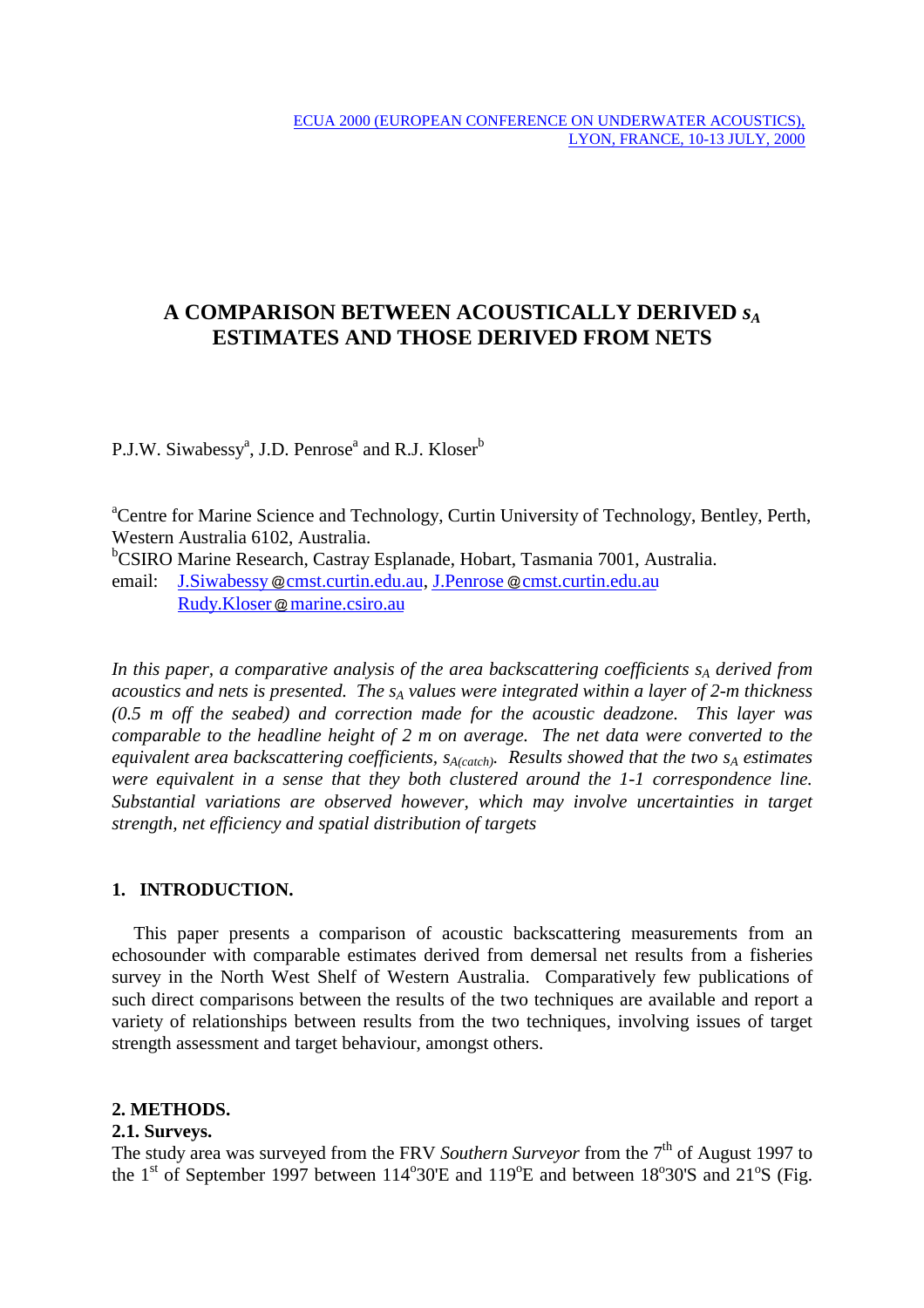ECUA 2000 (EUROPEAN CONFERENCE ON UNDERWATER ACOUSTICS), LYON, FRANCE, 10-13 JULY, 2000

# A COMPARISON BETWEEN ACOUSTICALLY DERIVED $s_A$ ESTIMATES AND THOSE DERIVED FROM NETS

P.J.W. Siwabessy[a], J.D. Penrose[a] and R.J. Kloser[b]

[a]Centre for Marine Science and Technology, Curtin University of Technology, Bentley, Perth, Western Australia 6102, Australia.
[b]CSIRO Marine Research, Castray Esplanade, Hobart, Tasmania 7001, Australia.
email: J.Siwabessy@cmst.curtin.edu.au, J.Penrose@cmst.curtin.edu.au
Rudy.Kloser@marine.csiro.au

*In this paper, a comparative analysis of the area backscattering coefficients $s_A$ derived from acoustics and nets is presented. The $s_A$ values were integrated within a layer of 2-m thickness (0.5 m off the seabed) and correction made for the acoustic deadzone. This layer was comparable to the headline height of 2 m on average. The net data were converted to the equivalent area backscattering coefficients, $s_{A(catch)}$. Results showed that the two $s_A$ estimates were equivalent in a sense that they both clustered around the 1-1 correspondence line. Substantial variations are observed however, which may involve uncertainties in target strength, net efficiency and spatial distribution of targets*

## 1. INTRODUCTION.

This paper presents a comparison of acoustic backscattering measurements from an echosounder with comparable estimates derived from demersal net results from a fisheries survey in the North West Shelf of Western Australia. Comparatively few publications of such direct comparisons between the results of the two techniques are available and report a variety of relationships between results from the two techniques, involving issues of target strength assessment and target behaviour, amongst others.

## 2. METHODS.

### 2.1. Surveys.

The study area was surveyed from the FRV *Southern Surveyor* from the 7[th] of August 1997 to the 1[st] of September 1997 between 114°30'E and 119°E and between 18°30'S and 21°S (Fig.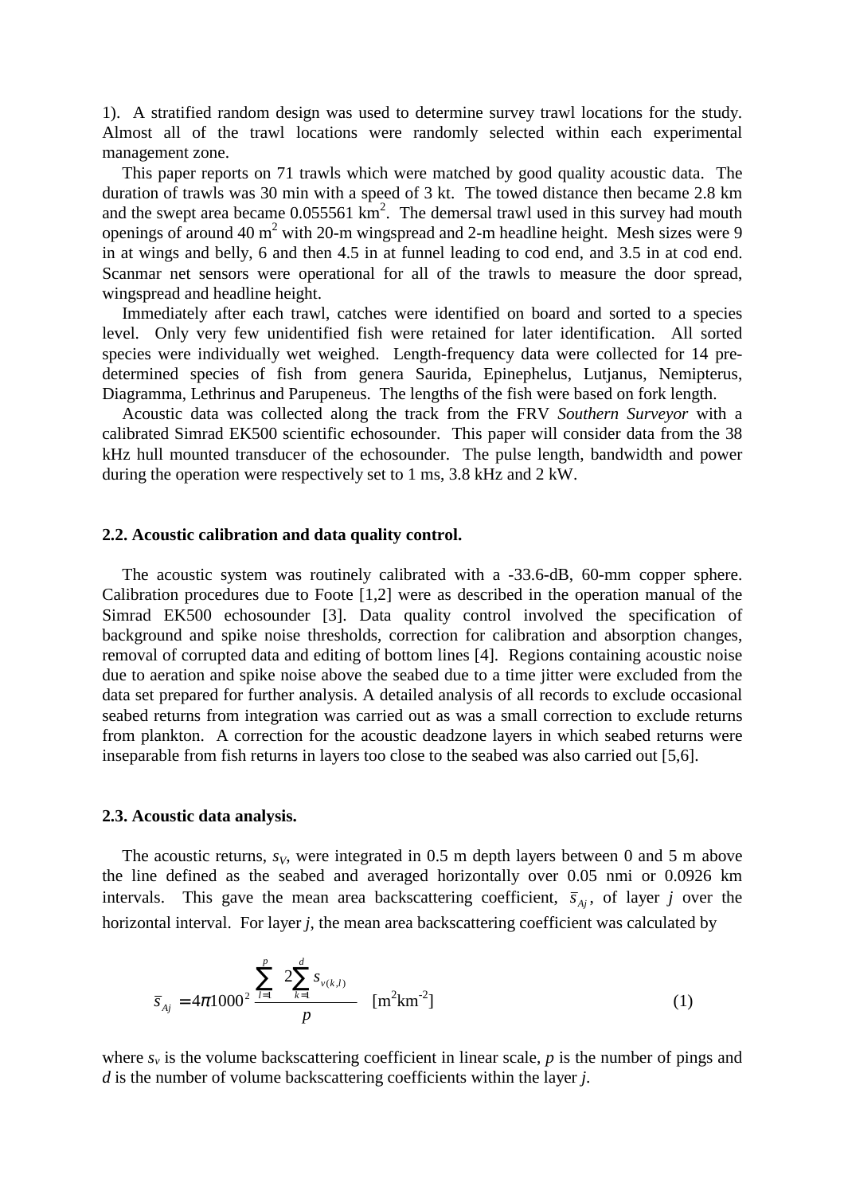1). A stratified random design was used to determine survey trawl locations for the study. Almost all of the trawl locations were randomly selected within each experimental management zone.

This paper reports on 71 trawls which were matched by good quality acoustic data. The duration of trawls was 30 min with a speed of 3 kt. The towed distance then became 2.8 km and the swept area became 0.055561 km$^2$. The demersal trawl used in this survey had mouth openings of around 40 m$^2$ with 20-m wingspread and 2-m headline height. Mesh sizes were 9 in at wings and belly, 6 and then 4.5 in at funnel leading to cod end, and 3.5 in at cod end. Scanmar net sensors were operational for all of the trawls to measure the door spread, wingspread and headline height.

Immediately after each trawl, catches were identified on board and sorted to a species level. Only very few unidentified fish were retained for later identification. All sorted species were individually wet weighed. Length-frequency data were collected for 14 pre-determined species of fish from genera Saurida, Epinephelus, Lutjanus, Nemipterus, Diagramma, Lethrinus and Parupeneus. The lengths of the fish were based on fork length.

Acoustic data was collected along the track from the FRV *Southern Surveyor* with a calibrated Simrad EK500 scientific echosounder. This paper will consider data from the 38 kHz hull mounted transducer of the echosounder. The pulse length, bandwidth and power during the operation were respectively set to 1 ms, 3.8 kHz and 2 kW.

### 2.2. Acoustic calibration and data quality control.

The acoustic system was routinely calibrated with a -33.6-dB, 60-mm copper sphere. Calibration procedures due to Foote [1,2] were as described in the operation manual of the Simrad EK500 echosounder [3]. Data quality control involved the specification of background and spike noise thresholds, correction for calibration and absorption changes, removal of corrupted data and editing of bottom lines [4]. Regions containing acoustic noise due to aeration and spike noise above the seabed due to a time jitter were excluded from the data set prepared for further analysis. A detailed analysis of all records to exclude occasional seabed returns from integration was carried out as was a small correction to exclude returns from plankton. A correction for the acoustic deadzone layers in which seabed returns were inseparable from fish returns in layers too close to the seabed was also carried out [5,6].

### 2.3. Acoustic data analysis.

The acoustic returns, $s_V$, were integrated in 0.5 m depth layers between 0 and 5 m above the line defined as the seabed and averaged horizontally over 0.05 nmi or 0.0926 km intervals. This gave the mean area backscattering coefficient, $\bar{s}_{Aj}$, of layer $j$ over the horizontal interval. For layer $j$, the mean area backscattering coefficient was calculated by

$$\bar{s}_{Aj} = 4\pi 1000^2 \frac{\sum_{l=1}^{p} 2\sum_{k=1}^{d} s_{v(k,l)}}{p} \quad [\text{m}^2\text{km}^{-2}] \tag{1}$$

where $s_v$ is the volume backscattering coefficient in linear scale, $p$ is the number of pings and $d$ is the number of volume backscattering coefficients within the layer $j$.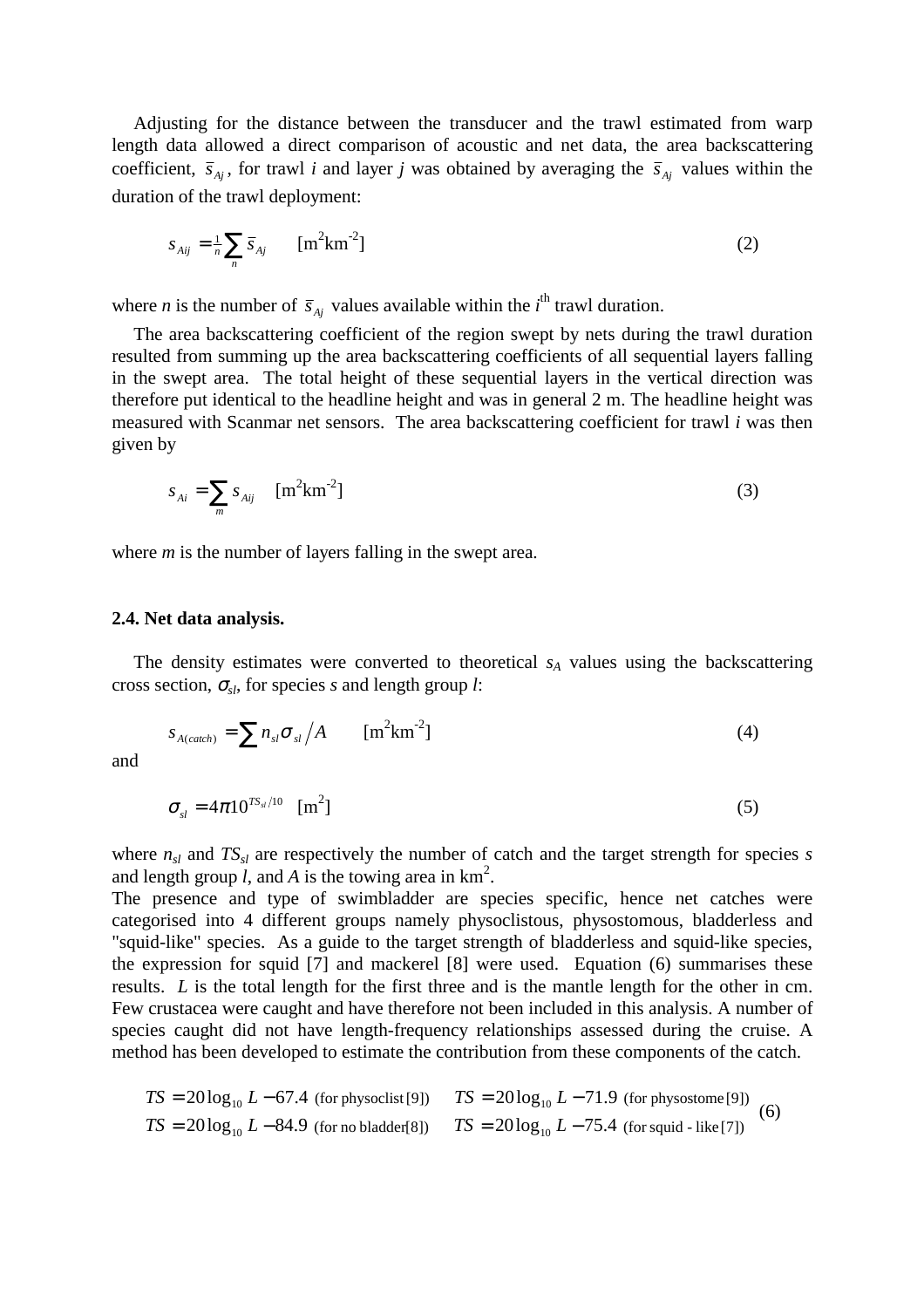Adjusting for the distance between the transducer and the trawl estimated from warp length data allowed a direct comparison of acoustic and net data, the area backscattering coefficient, $\bar{s}_{Aj}$, for trawl $i$ and layer $j$ was obtained by averaging the $\bar{s}_{Aj}$ values within the duration of the trawl deployment:

$$s_{Aij} = \tfrac{1}{n}\sum_{n} \bar{s}_{Aj} \qquad [\mathrm{m^2 km^{-2}}] \tag{2}$$

where $n$ is the number of $\bar{s}_{Aj}$ values available within the $i^{\mathrm{th}}$ trawl duration.

The area backscattering coefficient of the region swept by nets during the trawl duration resulted from summing up the area backscattering coefficients of all sequential layers falling in the swept area. The total height of these sequential layers in the vertical direction was therefore put identical to the headline height and was in general 2 m. The headline height was measured with Scanmar net sensors. The area backscattering coefficient for trawl $i$ was then given by

$$s_{Ai} = \sum_{m} s_{Aij} \qquad [\mathrm{m^2 km^{-2}}] \tag{3}$$

where $m$ is the number of layers falling in the swept area.

### 2.4. Net data analysis.

The density estimates were converted to theoretical $s_A$ values using the backscattering cross section, $\sigma_{sl}$, for species $s$ and length group $l$:

$$s_{A(catch)} = \sum n_{sl}\sigma_{sl} \big/ A \qquad [\mathrm{m^2 km^{-2}}] \tag{4}$$

and

$$\sigma_{sl} = 4\pi 10^{TS_{sl}/10} \quad [\mathrm{m^2}] \tag{5}$$

where $n_{sl}$ and $TS_{sl}$ are respectively the number of catch and the target strength for species $s$ and length group $l$, and $A$ is the towing area in km$^2$.

The presence and type of swimbladder are species specific, hence net catches were categorised into 4 different groups namely physoclistous, physostomous, bladderless and "squid-like" species. As a guide to the target strength of bladderless and squid-like species, the expression for squid [7] and mackerel [8] were used. Equation (6) summarises these results. $L$ is the total length for the first three and is the mantle length for the other in cm. Few crustacea were caught and have therefore not been included in this analysis. A number of species caught did not have length-frequency relationships assessed during the cruise. A method has been developed to estimate the contribution from these components of the catch.

$$\begin{array}{ll} TS = 20\log_{10} L - 67.4 \ \text{(for physoclist [9])} & TS = 20\log_{10} L - 71.9 \ \text{(for physostome [9])} \\ TS = 20\log_{10} L - 84.9 \ \text{(for no bladder [8])} & TS = 20\log_{10} L - 75.4 \ \text{(for squid - like [7])} \end{array} \tag{6}$$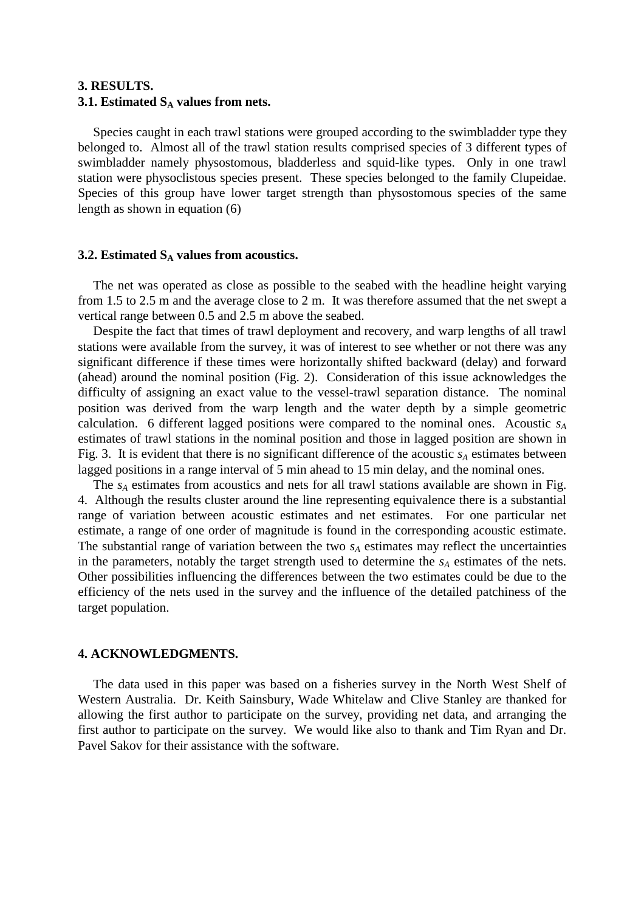## 3. RESULTS.

### 3.1. Estimated $S_A$ values from nets.

Species caught in each trawl stations were grouped according to the swimbladder type they belonged to. Almost all of the trawl station results comprised species of 3 different types of swimbladder namely physostomous, bladderless and squid-like types. Only in one trawl station were physoclistous species present. These species belonged to the family Clupeidae. Species of this group have lower target strength than physostomous species of the same length as shown in equation (6)

### 3.2. Estimated $S_A$ values from acoustics.

The net was operated as close as possible to the seabed with the headline height varying from 1.5 to 2.5 m and the average close to 2 m. It was therefore assumed that the net swept a vertical range between 0.5 and 2.5 m above the seabed.

Despite the fact that times of trawl deployment and recovery, and warp lengths of all trawl stations were available from the survey, it was of interest to see whether or not there was any significant difference if these times were horizontally shifted backward (delay) and forward (ahead) around the nominal position (Fig. 2). Consideration of this issue acknowledges the difficulty of assigning an exact value to the vessel-trawl separation distance. The nominal position was derived from the warp length and the water depth by a simple geometric calculation. 6 different lagged positions were compared to the nominal ones. Acoustic $s_A$ estimates of trawl stations in the nominal position and those in lagged position are shown in Fig. 3. It is evident that there is no significant difference of the acoustic $s_A$ estimates between lagged positions in a range interval of 5 min ahead to 15 min delay, and the nominal ones.

The $s_A$ estimates from acoustics and nets for all trawl stations available are shown in Fig. 4. Although the results cluster around the line representing equivalence there is a substantial range of variation between acoustic estimates and net estimates. For one particular net estimate, a range of one order of magnitude is found in the corresponding acoustic estimate. The substantial range of variation between the two $s_A$ estimates may reflect the uncertainties in the parameters, notably the target strength used to determine the $s_A$ estimates of the nets. Other possibilities influencing the differences between the two estimates could be due to the efficiency of the nets used in the survey and the influence of the detailed patchiness of the target population.

## 4. ACKNOWLEDGMENTS.

The data used in this paper was based on a fisheries survey in the North West Shelf of Western Australia. Dr. Keith Sainsbury, Wade Whitelaw and Clive Stanley are thanked for allowing the first author to participate on the survey, providing net data, and arranging the first author to participate on the survey. We would like also to thank and Tim Ryan and Dr. Pavel Sakov for their assistance with the software.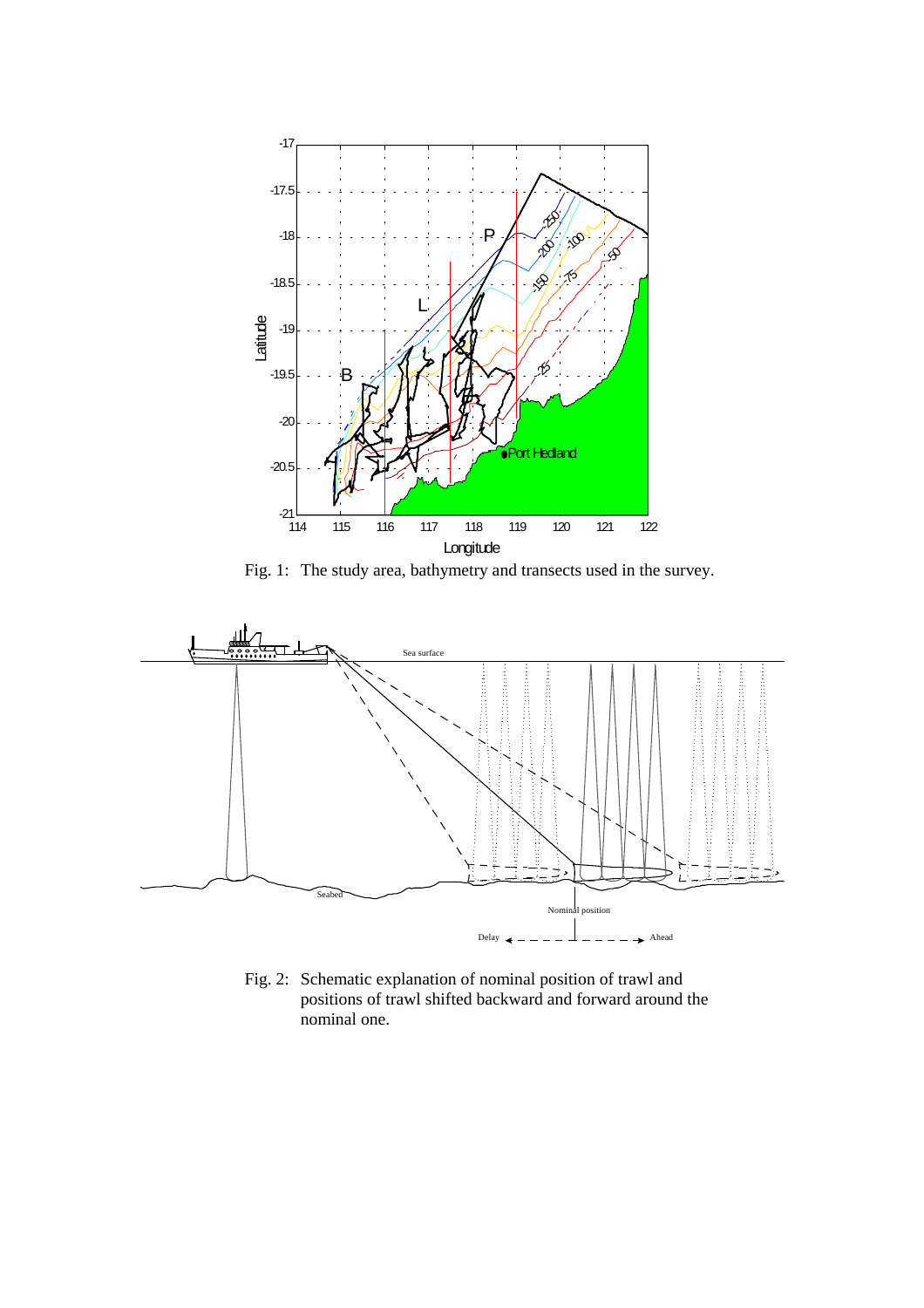Fig. 1: The study area, bathymetry and transects used in the survey.

Fig. 2: Schematic explanation of nominal position of trawl and positions of trawl shifted backward and forward around the nominal one.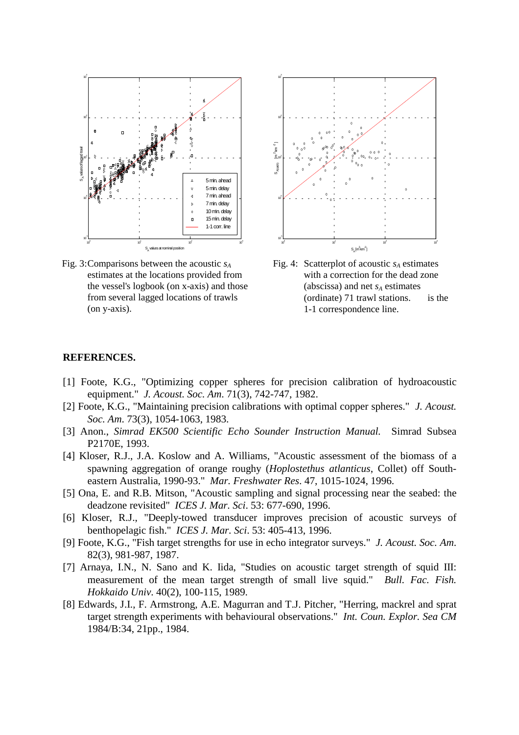$10^3$

$10^2$

$10^1$

$10^0$

$10^{-1}$

$10^0$ $10^1$ $10^2$ $10^3$

$S_A$ values of lagged trawl

$S_A$ values at nominal position

5 min. ahead
5 min. delay
7 min. ahead
7 min. delay
10 min. delay
15 min. delay
1-1 corr. line

Fig. 3: Comparisons between the acoustic $s_A$ estimates at the locations provided from the vessel's logbook (on x-axis) and those from several lagged locations of trawls (on y-axis).

$10^3$

$10^2$

$10^1$

$10^0$

$10^{-1}$

$10^0$ $10^1$ $10^2$ $10^3$

$S_{A(net)}$ $[m^2 km^{-2}]$

$S_A [m^2 km^{-2}]$

Fig. 4: Scatterplot of acoustic $s_A$ estimates with a correction for the dead zone (abscissa) and net $s_A$ estimates (ordinate) 71 trawl stations.      is the 1-1 correspondence line.

## REFERENCES.

[1] Foote, K.G., "Optimizing copper spheres for precision calibration of hydroacoustic equipment." *J. Acoust. Soc. Am*. 71(3), 742-747, 1982.

[2] Foote, K.G., "Maintaining precision calibrations with optimal copper spheres." *J. Acoust. Soc. Am*. 73(3), 1054-1063, 1983.

[3] Anon., *Simrad EK500 Scientific Echo Sounder Instruction Manual.* Simrad Subsea P2170E, 1993.

[4] Kloser, R.J., J.A. Koslow and A. Williams, "Acoustic assessment of the biomass of a spawning aggregation of orange roughy (*Hoplostethus atlanticus*, Collet) off South-eastern Australia, 1990-93." *Mar. Freshwater Res*. 47, 1015-1024, 1996.

[5] Ona, E. and R.B. Mitson, "Acoustic sampling and signal processing near the seabed: the deadzone revisited" *ICES J. Mar. Sci*. 53: 677-690, 1996.

[6] Kloser, R.J., "Deeply-towed transducer improves precision of acoustic surveys of benthopelagic fish." *ICES J. Mar. Sci*. 53: 405-413, 1996.

[9] Foote, K.G., "Fish target strengths for use in echo integrator surveys." *J. Acoust. Soc. Am*. 82(3), 981-987, 1987.

[7] Arnaya, I.N., N. Sano and K. Iida, "Studies on acoustic target strength of squid III: measurement of the mean target strength of small live squid." *Bull. Fac. Fish. Hokkaido Univ*. 40(2), 100-115, 1989.

[8] Edwards, J.I., F. Armstrong, A.E. Magurran and T.J. Pitcher, "Herring, mackrel and sprat target strength experiments with behavioural observations." *Int. Coun. Explor. Sea CM* 1984/B:34, 21pp., 1984.